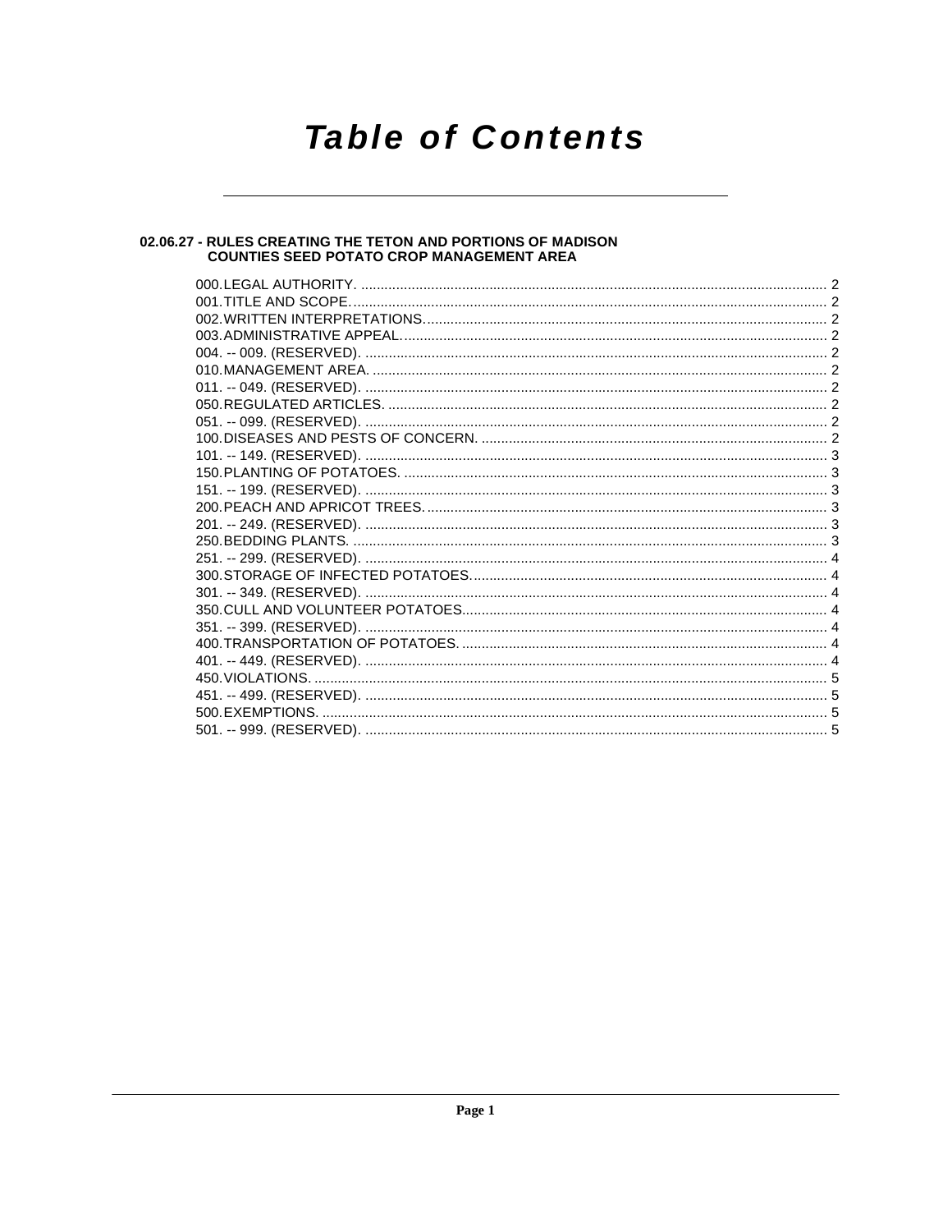# Table of Contents

## 02.06.27 - RULES CREATING THE TETON AND PORTIONS OF MADISON COUNTIES SEED POTATO CROP MANAGEMENT AREA

000. LEGAL AUTHORITY. ........ 2
001. TITLE AND SCOPE. ........ 2
002. WRITTEN INTERPRETATIONS. ........ 2
003. ADMINISTRATIVE APPEAL. ........ 2
004. -- 009. (RESERVED). ........ 2
010. MANAGEMENT AREA. ........ 2
011. -- 049. (RESERVED). ........ 2
050. REGULATED ARTICLES. ........ 2
051. -- 099. (RESERVED). ........ 2
100. DISEASES AND PESTS OF CONCERN. ........ 2
101. -- 149. (RESERVED). ........ 3
150. PLANTING OF POTATOES. ........ 3
151. -- 199. (RESERVED). ........ 3
200. PEACH AND APRICOT TREES. ........ 3
201. -- 249. (RESERVED). ........ 3
250. BEDDING PLANTS. ........ 3
251. -- 299. (RESERVED). ........ 4
300. STORAGE OF INFECTED POTATOES. ........ 4
301. -- 349. (RESERVED). ........ 4
350. CULL AND VOLUNTEER POTATOES. ........ 4
351. -- 399. (RESERVED). ........ 4
400. TRANSPORTATION OF POTATOES. ........ 4
401. -- 449. (RESERVED). ........ 4
450. VIOLATIONS. ........ 5
451. -- 499. (RESERVED). ........ 5
500. EXEMPTIONS. ........ 5
501. -- 999. (RESERVED). ........ 5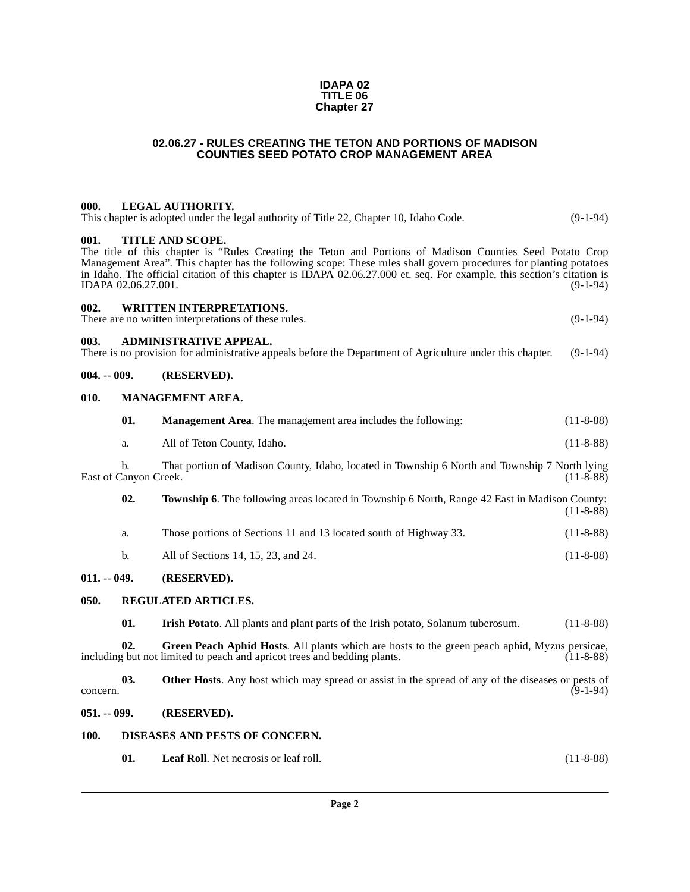**IDAPA 02**
**TITLE 06**
**Chapter 27**

# 02.06.27 - RULES CREATING THE TETON AND PORTIONS OF MADISON COUNTIES SEED POTATO CROP MANAGEMENT AREA

**000. LEGAL AUTHORITY.**
This chapter is adopted under the legal authority of Title 22, Chapter 10, Idaho Code. (9-1-94)

**001. TITLE AND SCOPE.**
The title of this chapter is "Rules Creating the Teton and Portions of Madison Counties Seed Potato Crop Management Area". This chapter has the following scope: These rules shall govern procedures for planting potatoes in Idaho. The official citation of this chapter is IDAPA 02.06.27.000 et. seq. For example, this section's citation is IDAPA 02.06.27.001. (9-1-94)

**002. WRITTEN INTERPRETATIONS.**
There are no written interpretations of these rules. (9-1-94)

**003. ADMINISTRATIVE APPEAL.**
There is no provision for administrative appeals before the Department of Agriculture under this chapter. (9-1-94)

**004. -- 009. (RESERVED).**

**010. MANAGEMENT AREA.**

**01. Management Area**. The management area includes the following: (11-8-88)

a. All of Teton County, Idaho. (11-8-88)

b. That portion of Madison County, Idaho, located in Township 6 North and Township 7 North lying East of Canyon Creek. (11-8-88)

**02. Township 6**. The following areas located in Township 6 North, Range 42 East in Madison County: (11-8-88)

a. Those portions of Sections 11 and 13 located south of Highway 33. (11-8-88)

b. All of Sections 14, 15, 23, and 24. (11-8-88)

**011. -- 049. (RESERVED).**

**050. REGULATED ARTICLES.**

**01. Irish Potato**. All plants and plant parts of the Irish potato, Solanum tuberosum. (11-8-88)

**02. Green Peach Aphid Hosts**. All plants which are hosts to the green peach aphid, Myzus persicae, including but not limited to peach and apricot trees and bedding plants. (11-8-88)

**03. Other Hosts**. Any host which may spread or assist in the spread of any of the diseases or pests of concern. (9-1-94)

**051. -- 099. (RESERVED).**

**100. DISEASES AND PESTS OF CONCERN.**

**01. Leaf Roll**. Net necrosis or leaf roll. (11-8-88)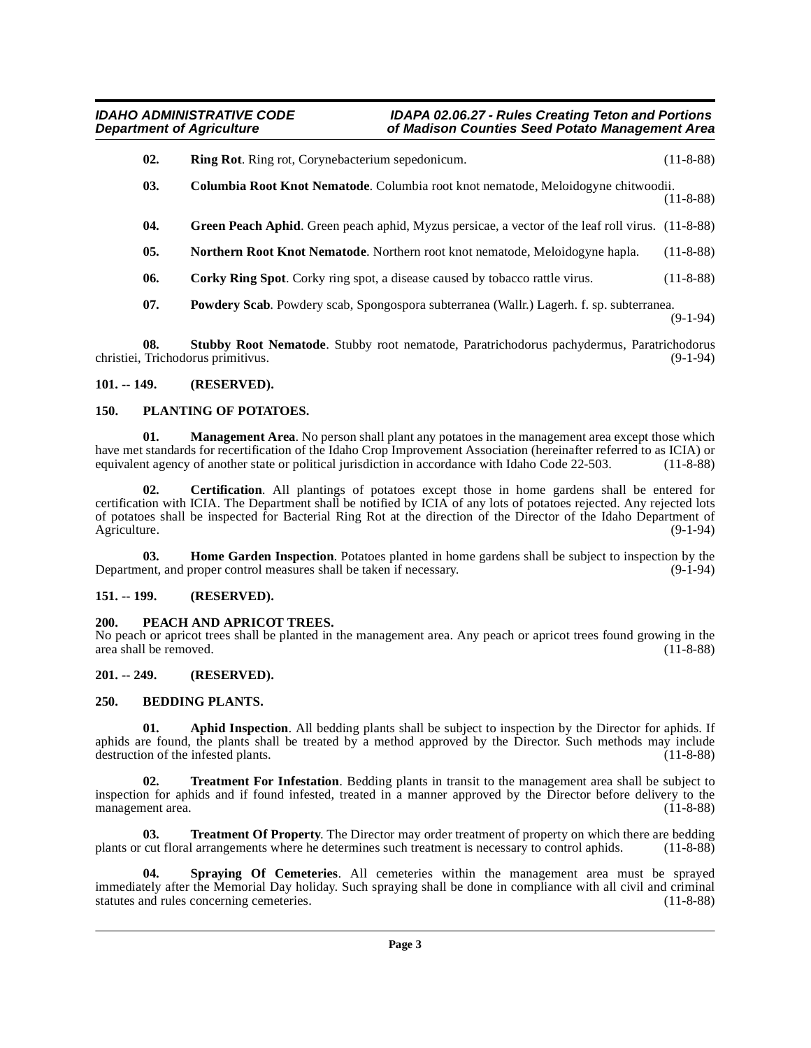**02.** **Ring Rot**. Ring rot, Corynebacterium sepedonicum. (11-8-88)

**03.** **Columbia Root Knot Nematode**. Columbia root knot nematode, Meloidogyne chitwoodii. (11-8-88)

**04.** **Green Peach Aphid**. Green peach aphid, Myzus persicae, a vector of the leaf roll virus. (11-8-88)

**05.** **Northern Root Knot Nematode**. Northern root knot nematode, Meloidogyne hapla. (11-8-88)

**06.** **Corky Ring Spot**. Corky ring spot, a disease caused by tobacco rattle virus. (11-8-88)

**07.** **Powdery Scab**. Powdery scab, Spongospora subterranea (Wallr.) Lagerh. f. sp. subterranea. (9-1-94)

**08.** **Stubby Root Nematode**. Stubby root nematode, Paratrichodorus pachydermus, Paratrichodorus christiei, Trichodorus primitivus. (9-1-94)

## 101. -- 149. (RESERVED).

## 150. PLANTING OF POTATOES.

**01.** **Management Area**. No person shall plant any potatoes in the management area except those which have met standards for recertification of the Idaho Crop Improvement Association (hereinafter referred to as ICIA) or equivalent agency of another state or political jurisdiction in accordance with Idaho Code 22-503. (11-8-88)

**02.** **Certification**. All plantings of potatoes except those in home gardens shall be entered for certification with ICIA. The Department shall be notified by ICIA of any lots of potatoes rejected. Any rejected lots of potatoes shall be inspected for Bacterial Ring Rot at the direction of the Director of the Idaho Department of Agriculture. (9-1-94)

**03.** **Home Garden Inspection**. Potatoes planted in home gardens shall be subject to inspection by the Department, and proper control measures shall be taken if necessary. (9-1-94)

## 151. -- 199. (RESERVED).

## 200. PEACH AND APRICOT TREES.

No peach or apricot trees shall be planted in the management area. Any peach or apricot trees found growing in the area shall be removed. (11-8-88)

## 201. -- 249. (RESERVED).

## 250. BEDDING PLANTS.

**01.** **Aphid Inspection**. All bedding plants shall be subject to inspection by the Director for aphids. If aphids are found, the plants shall be treated by a method approved by the Director. Such methods may include destruction of the infested plants. (11-8-88)

**02.** **Treatment For Infestation**. Bedding plants in transit to the management area shall be subject to inspection for aphids and if found infested, treated in a manner approved by the Director before delivery to the management area. (11-8-88)

**03.** **Treatment Of Property**. The Director may order treatment of property on which there are bedding plants or cut floral arrangements where he determines such treatment is necessary to control aphids. (11-8-88)

**04.** **Spraying Of Cemeteries**. All cemeteries within the management area must be sprayed immediately after the Memorial Day holiday. Such spraying shall be done in compliance with all civil and criminal statutes and rules concerning cemeteries. (11-8-88)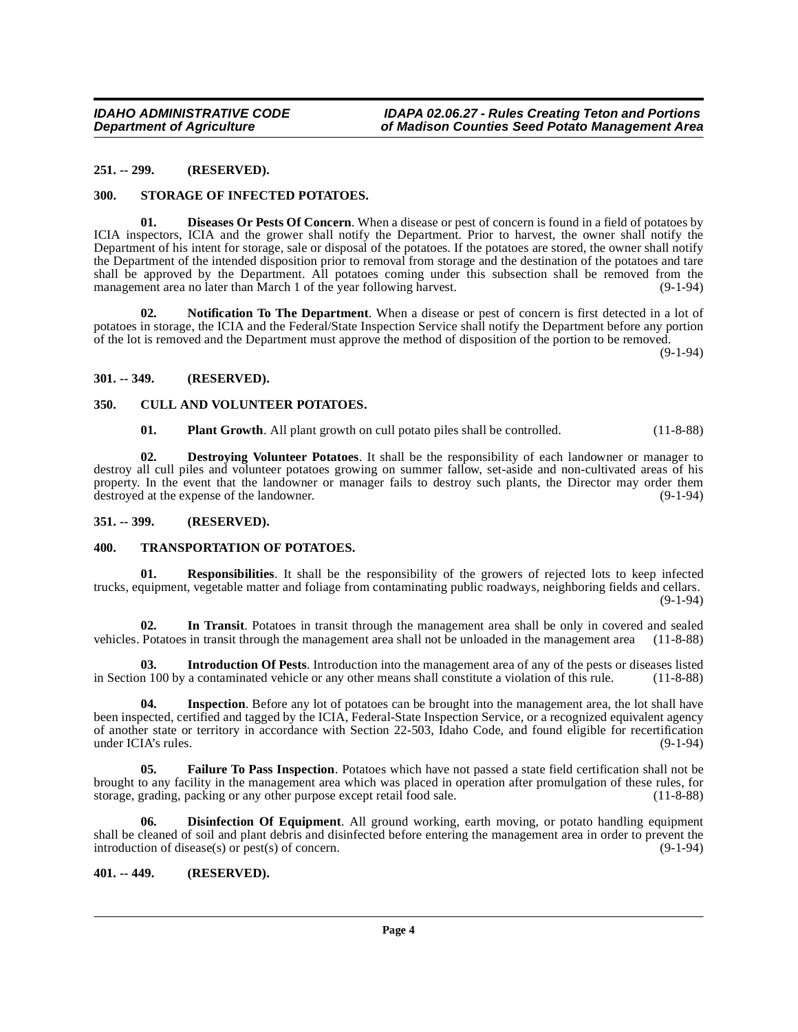**251. -- 299. (RESERVED).**

**300. STORAGE OF INFECTED POTATOES.**

**01. Diseases Or Pests Of Concern**. When a disease or pest of concern is found in a field of potatoes by ICIA inspectors, ICIA and the grower shall notify the Department. Prior to harvest, the owner shall notify the Department of his intent for storage, sale or disposal of the potatoes. If the potatoes are stored, the owner shall notify the Department of the intended disposition prior to removal from storage and the destination of the potatoes and tare shall be approved by the Department. All potatoes coming under this subsection shall be removed from the management area no later than March 1 of the year following harvest. (9-1-94)

**02. Notification To The Department**. When a disease or pest of concern is first detected in a lot of potatoes in storage, the ICIA and the Federal/State Inspection Service shall notify the Department before any portion of the lot is removed and the Department must approve the method of disposition of the portion to be removed. (9-1-94)

**301. -- 349. (RESERVED).**

**350. CULL AND VOLUNTEER POTATOES.**

**01. Plant Growth**. All plant growth on cull potato piles shall be controlled. (11-8-88)

**02. Destroying Volunteer Potatoes**. It shall be the responsibility of each landowner or manager to destroy all cull piles and volunteer potatoes growing on summer fallow, set-aside and non-cultivated areas of his property. In the event that the landowner or manager fails to destroy such plants, the Director may order them destroyed at the expense of the landowner. (9-1-94)

**351. -- 399. (RESERVED).**

**400. TRANSPORTATION OF POTATOES.**

**01. Responsibilities**. It shall be the responsibility of the growers of rejected lots to keep infected trucks, equipment, vegetable matter and foliage from contaminating public roadways, neighboring fields and cellars. (9-1-94)

**02. In Transit**. Potatoes in transit through the management area shall be only in covered and sealed vehicles. Potatoes in transit through the management area shall not be unloaded in the management area (11-8-88)

**03. Introduction Of Pests**. Introduction into the management area of any of the pests or diseases listed in Section 100 by a contaminated vehicle or any other means shall constitute a violation of this rule. (11-8-88)

**04. Inspection**. Before any lot of potatoes can be brought into the management area, the lot shall have been inspected, certified and tagged by the ICIA, Federal-State Inspection Service, or a recognized equivalent agency of another state or territory in accordance with Section 22-503, Idaho Code, and found eligible for recertification under ICIA's rules. (9-1-94)

**05. Failure To Pass Inspection**. Potatoes which have not passed a state field certification shall not be brought to any facility in the management area which was placed in operation after promulgation of these rules, for storage, grading, packing or any other purpose except retail food sale. (11-8-88)

**06. Disinfection Of Equipment**. All ground working, earth moving, or potato handling equipment shall be cleaned of soil and plant debris and disinfected before entering the management area in order to prevent the introduction of disease(s) or pest(s) of concern. (9-1-94)

**401. -- 449. (RESERVED).**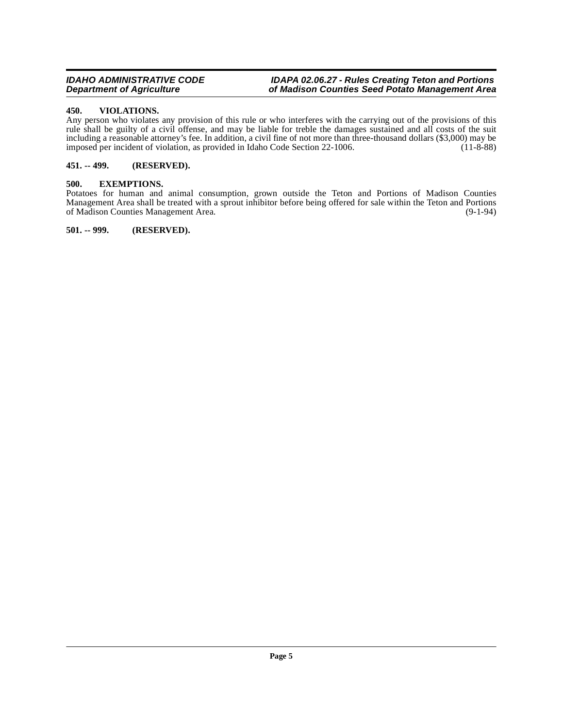### 450. VIOLATIONS.

Any person who violates any provision of this rule or who interferes with the carrying out of the provisions of this rule shall be guilty of a civil offense, and may be liable for treble the damages sustained and all costs of the suit including a reasonable attorney's fee. In addition, a civil fine of not more than three-thousand dollars ($3,000) may be imposed per incident of violation, as provided in Idaho Code Section 22-1006. (11-8-88)

### 451. -- 499. (RESERVED).

### 500. EXEMPTIONS.

Potatoes for human and animal consumption, grown outside the Teton and Portions of Madison Counties Management Area shall be treated with a sprout inhibitor before being offered for sale within the Teton and Portions of Madison Counties Management Area. (9-1-94)

### 501. -- 999. (RESERVED).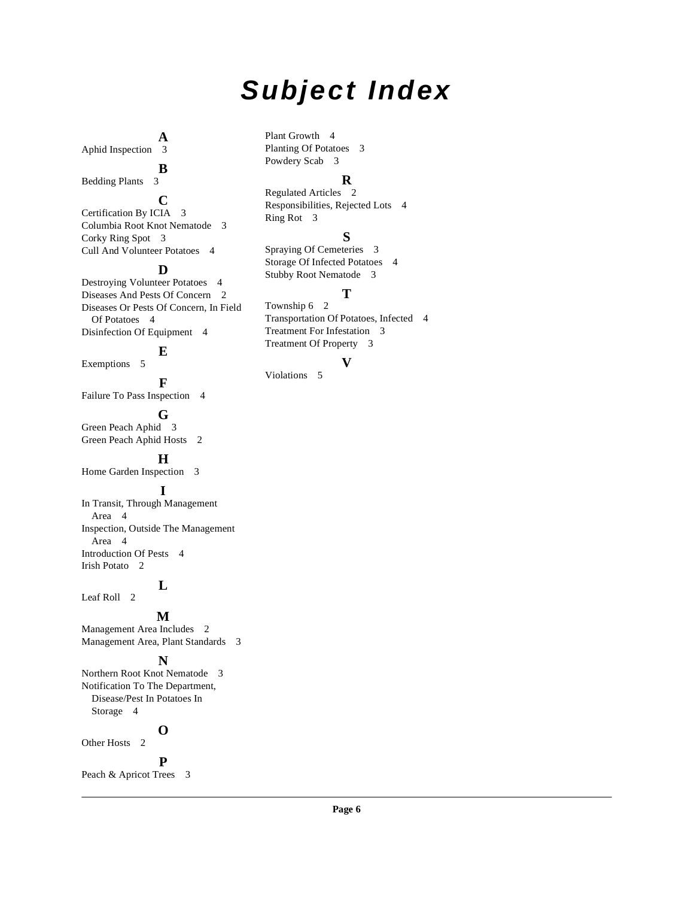# *Subject Index*

**A**

Aphid Inspection 3

**B**

Bedding Plants 3

**C**

Certification By ICIA 3
Columbia Root Knot Nematode 3
Corky Ring Spot 3
Cull And Volunteer Potatoes 4

**D**

Destroying Volunteer Potatoes 4
Diseases And Pests Of Concern 2
Diseases Or Pests Of Concern, In Field Of Potatoes 4
Disinfection Of Equipment 4

**E**

Exemptions 5

**F**

Failure To Pass Inspection 4

**G**

Green Peach Aphid 3
Green Peach Aphid Hosts 2

**H**

Home Garden Inspection 3

**I**

In Transit, Through Management Area 4
Inspection, Outside The Management Area 4
Introduction Of Pests 4
Irish Potato 2

**L**

Leaf Roll 2

**M**

Management Area Includes 2
Management Area, Plant Standards 3

**N**

Northern Root Knot Nematode 3
Notification To The Department, Disease/Pest In Potatoes In Storage 4

**O**

Other Hosts 2

**P**

Peach & Apricot Trees 3
Plant Growth 4
Planting Of Potatoes 3
Powdery Scab 3

**R**

Regulated Articles 2
Responsibilities, Rejected Lots 4
Ring Rot 3

**S**

Spraying Of Cemeteries 3
Storage Of Infected Potatoes 4
Stubby Root Nematode 3

**T**

Township 6 2
Transportation Of Potatoes, Infected 4
Treatment For Infestation 3
Treatment Of Property 3

**V**

Violations 5